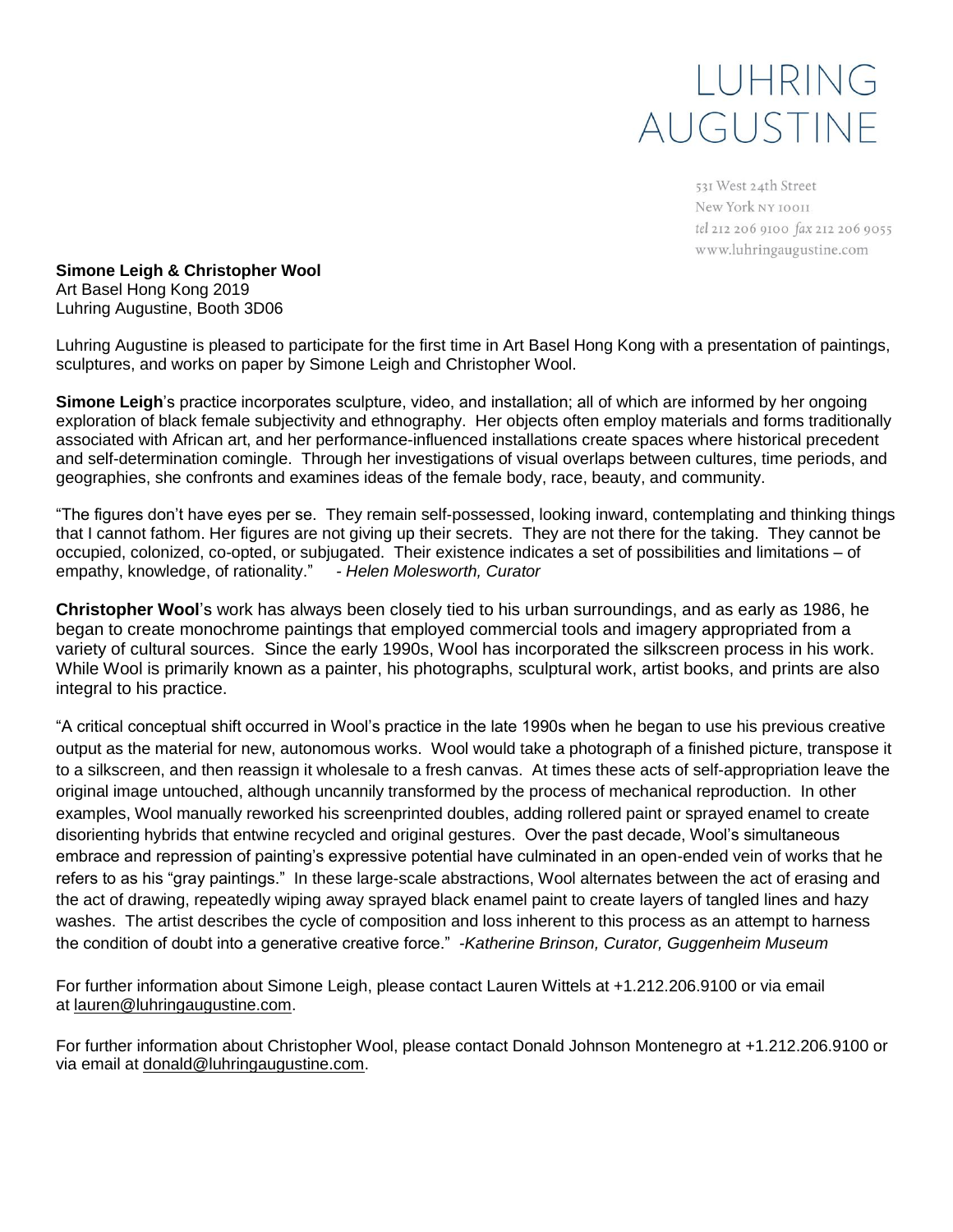LUHRING AUGUSTINE

531 West 24th Street
New York NY 10011
tel 212 206 9100 fax 212 206 9055
www.luhringaugustine.com

**Simone Leigh & Christopher Wool**
Art Basel Hong Kong 2019
Luhring Augustine, Booth 3D06

Luhring Augustine is pleased to participate for the first time in Art Basel Hong Kong with a presentation of paintings, sculptures, and works on paper by Simone Leigh and Christopher Wool.

**Simone Leigh**'s practice incorporates sculpture, video, and installation; all of which are informed by her ongoing exploration of black female subjectivity and ethnography. Her objects often employ materials and forms traditionally associated with African art, and her performance-influenced installations create spaces where historical precedent and self-determination comingle. Through her investigations of visual overlaps between cultures, time periods, and geographies, she confronts and examines ideas of the female body, race, beauty, and community.

"The figures don't have eyes per se. They remain self-possessed, looking inward, contemplating and thinking things that I cannot fathom. Her figures are not giving up their secrets. They are not there for the taking. They cannot be occupied, colonized, co-opted, or subjugated. Their existence indicates a set of possibilities and limitations – of empathy, knowledge, of rationality." *- Helen Molesworth, Curator*

**Christopher Wool**'s work has always been closely tied to his urban surroundings, and as early as 1986, he began to create monochrome paintings that employed commercial tools and imagery appropriated from a variety of cultural sources. Since the early 1990s, Wool has incorporated the silkscreen process in his work. While Wool is primarily known as a painter, his photographs, sculptural work, artist books, and prints are also integral to his practice.

"A critical conceptual shift occurred in Wool's practice in the late 1990s when he began to use his previous creative output as the material for new, autonomous works. Wool would take a photograph of a finished picture, transpose it to a silkscreen, and then reassign it wholesale to a fresh canvas. At times these acts of self-appropriation leave the original image untouched, although uncannily transformed by the process of mechanical reproduction. In other examples, Wool manually reworked his screenprinted doubles, adding rollered paint or sprayed enamel to create disorienting hybrids that entwine recycled and original gestures. Over the past decade, Wool's simultaneous embrace and repression of painting's expressive potential have culminated in an open-ended vein of works that he refers to as his "gray paintings." In these large-scale abstractions, Wool alternates between the act of erasing and the act of drawing, repeatedly wiping away sprayed black enamel paint to create layers of tangled lines and hazy washes. The artist describes the cycle of composition and loss inherent to this process as an attempt to harness the condition of doubt into a generative creative force." *-Katherine Brinson, Curator, Guggenheim Museum*

For further information about Simone Leigh, please contact Lauren Wittels at +1.212.206.9100 or via email at lauren@luhringaugustine.com.

For further information about Christopher Wool, please contact Donald Johnson Montenegro at +1.212.206.9100 or via email at donald@luhringaugustine.com.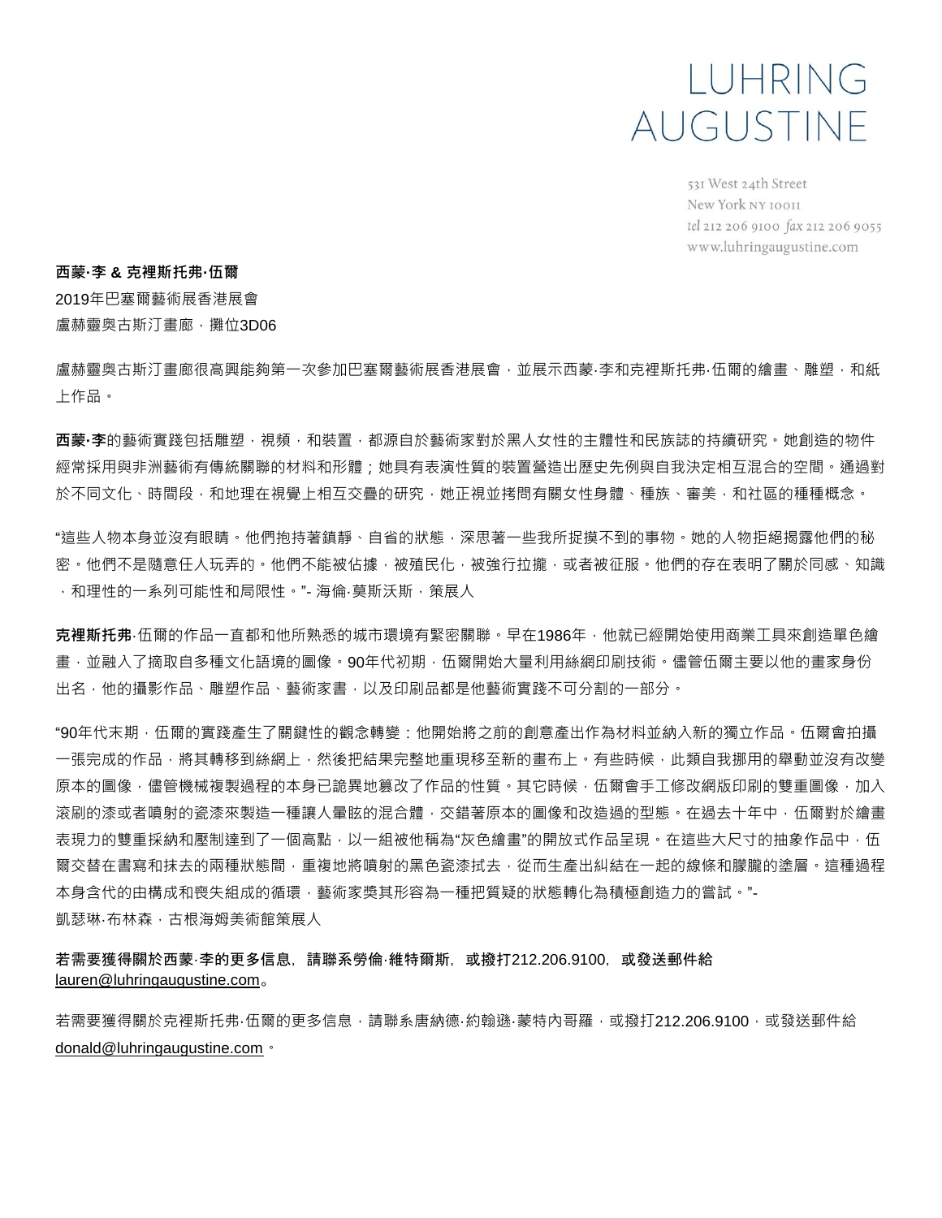LUHRING
AUGUSTINE

531 West 24th Street
New York NY 10011
tel 212 206 9100 fax 212 206 9055
www.luhringaugustine.com

**西蒙·李 & 克裡斯托弗·伍爾**

2019年巴塞爾藝術展香港展會

盧赫靈奧古斯汀畫廊，攤位3D06

盧赫靈奧古斯汀畫廊很高興能夠第一次參加巴塞爾藝術展香港展會，並展示西蒙·李和克裡斯托弗·伍爾的繪畫、雕塑，和紙上作品。

**西蒙·李**的藝術實踐包括雕塑，視頻，和裝置，都源自於藝術家對於黑人女性的主體性和民族誌的持續研究。她創造的物件經常採用與非洲藝術有傳統關聯的材料和形體；她具有表演性質的裝置營造出歷史先例與自我決定相互混合的空間。通過對於不同文化、時間段，和地理在視覺上相互交疊的研究，她正視並拷問有關女性身體、種族、審美，和社區的種種概念。

"這些人物本身並沒有眼睛。他們抱持著鎮靜、自省的狀態，深思著一些我所捉摸不到的事物。她的人物拒絕揭露他們的秘密。他們不是隨意任人玩弄的。他們不能被佔據，被殖民化，被強行拉攏，或者被征服。他們的存在表明了關於同感、知識，和理性的一系列可能性和局限性。"- 海倫·莫斯沃斯，策展人

**克裡斯托弗**·伍爾的作品一直都和他所熟悉的城市環境有緊密關聯。早在1986年，他就已經開始使用商業工具來創造單色繪畫，並融入了摘取自多種文化語境的圖像。90年代初期，伍爾開始大量利用絲網印刷技術。儘管伍爾主要以他的畫家身份出名，他的攝影作品、雕塑作品、藝術家書，以及印刷品都是他藝術實踐不可分割的一部分。

"90年代末期，伍爾的實踐產生了關鍵性的觀念轉變：他開始將之前的創意產出作為材料並納入新的獨立作品。伍爾會拍攝一張完成的作品，將其轉移到絲網上，然後把結果完整地重現移至新的畫布上。有些時候，此類自我挪用的舉動並沒有改變原本的圖像，儘管機械複製過程的本身已詭異地篡改了作品的性質。其它時候，伍爾會手工修改網版印刷的雙重圖像，加入滾刷的漆或者噴射的瓷漆來製造一種讓人暈眩的混合體，交錯著原本的圖像和改造過的型態。在過去十年中，伍爾對於繪畫表現力的雙重採納和壓制達到了一個高點，以一組被他稱為"灰色繪畫"的開放式作品呈現。在這些大尺寸的抽象作品中，伍爾交替在書寫和抹去的兩種狀態間，重複地將噴射的黑色瓷漆拭去，從而生產出糾結在一起的線條和朦朧的塗層。這種過程本身含代的由構成和喪失組成的循環，藝術家獎其形容為一種把質疑的狀態轉化為積極創造力的嘗試。"-
凱瑟琳·布林森，古根海姆美術館策展人

**若需要獲得關於西蒙·李的更多信息，請聯系勞倫·維特爾斯，或撥打212.206.9100，或發送郵件給** lauren@luhringaugustine.com。

若需要獲得關於克裡斯托弗·伍爾的更多信息，請聯系唐納德·約翰遜·蒙特內哥羅，或撥打212.206.9100，或發送郵件給 donald@luhringaugustine.com。